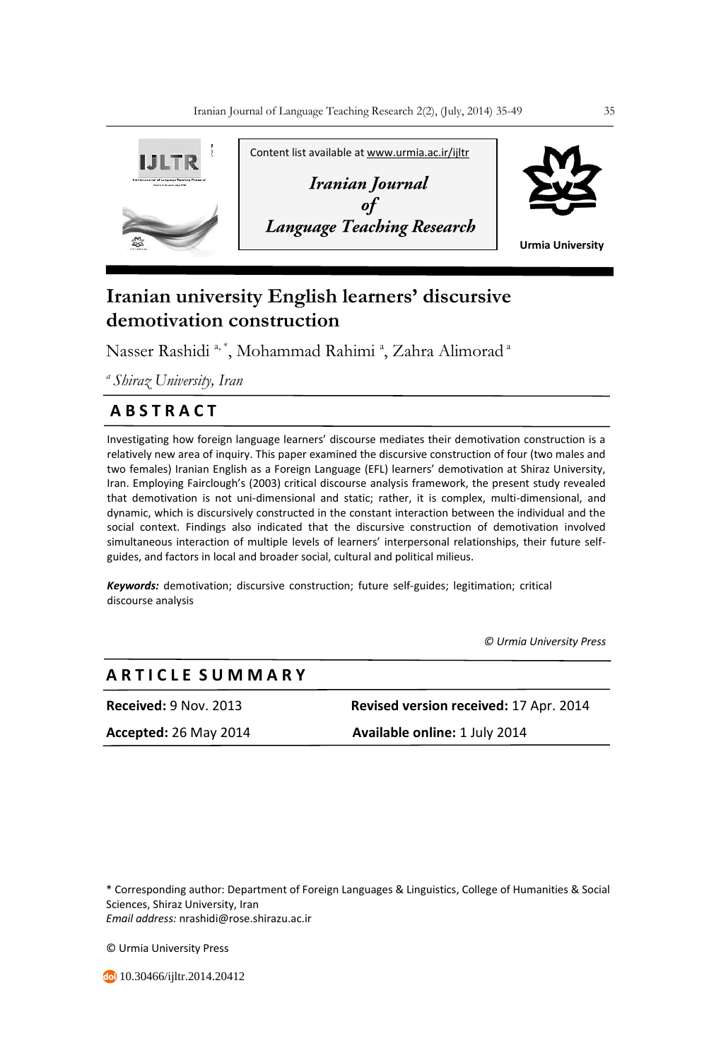Content list available at www.urmia.ac.ir/ijltr

*Iranian Journal of Language Teaching Research*

**Urmia University**

# Iranian university English learners' discursive demotivation construction

Nasser Rashidi [a, *], Mohammad Rahimi [a], Zahra Alimorad [a]

[a] *Shiraz University, Iran*

## ABSTRACT

Investigating how foreign language learners' discourse mediates their demotivation construction is a relatively new area of inquiry. This paper examined the discursive construction of four (two males and two females) Iranian English as a Foreign Language (EFL) learners' demotivation at Shiraz University, Iran. Employing Fairclough's (2003) critical discourse analysis framework, the present study revealed that demotivation is not uni-dimensional and static; rather, it is complex, multi-dimensional, and dynamic, which is discursively constructed in the constant interaction between the individual and the social context. Findings also indicated that the discursive construction of demotivation involved simultaneous interaction of multiple levels of learners' interpersonal relationships, their future self-guides, and factors in local and broader social, cultural and political milieus.

***Keywords:*** demotivation; discursive construction; future self-guides; legitimation; critical discourse analysis

*© Urmia University Press*

## ARTICLE SUMMARY

**Received:** 9 Nov. 2013 | **Revised version received:** 17 Apr. 2014

**Accepted:** 26 May 2014 | **Available online:** 1 July 2014

\* Corresponding author: Department of Foreign Languages & Linguistics, College of Humanities & Social Sciences, Shiraz University, Iran
*Email address:* nrashidi@rose.shirazu.ac.ir

© Urmia University Press

10.30466/ijltr.2014.20412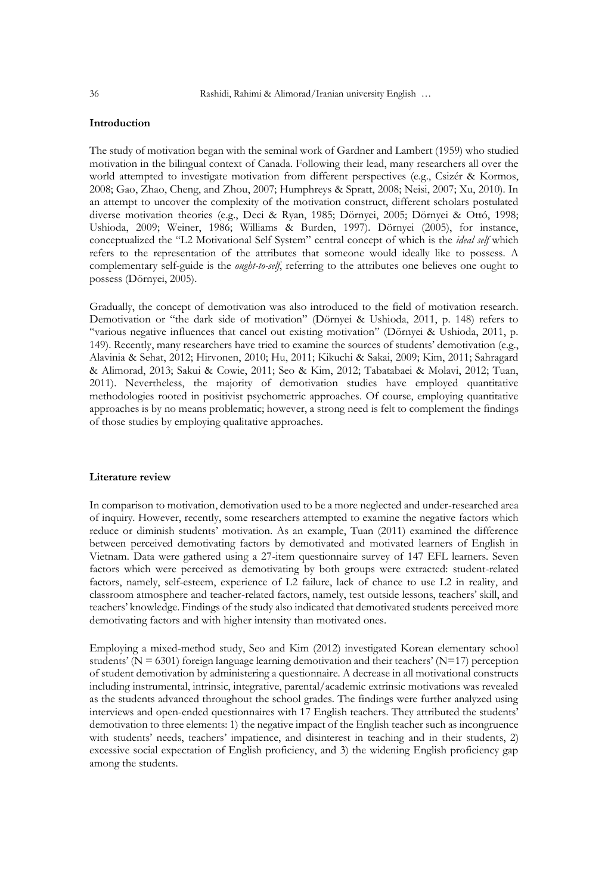**Introduction**

The study of motivation began with the seminal work of Gardner and Lambert (1959) who studied motivation in the bilingual context of Canada. Following their lead, many researchers all over the world attempted to investigate motivation from different perspectives (e.g., Csizér & Kormos, 2008; Gao, Zhao, Cheng, and Zhou, 2007; Humphreys & Spratt, 2008; Neisi, 2007; Xu, 2010). In an attempt to uncover the complexity of the motivation construct, different scholars postulated diverse motivation theories (e.g., Deci & Ryan, 1985; Dörnyei, 2005; Dörnyei & Ottó, 1998; Ushioda, 2009; Weiner, 1986; Williams & Burden, 1997). Dörnyei (2005), for instance, conceptualized the "L2 Motivational Self System" central concept of which is the *ideal self* which refers to the representation of the attributes that someone would ideally like to possess. A complementary self-guide is the *ought-to-self*, referring to the attributes one believes one ought to possess (Dörnyei, 2005).

Gradually, the concept of demotivation was also introduced to the field of motivation research. Demotivation or "the dark side of motivation" (Dörnyei & Ushioda, 2011, p. 148) refers to "various negative influences that cancel out existing motivation" (Dörnyei & Ushioda, 2011, p. 149). Recently, many researchers have tried to examine the sources of students' demotivation (e.g., Alavinia & Sehat, 2012; Hirvonen, 2010; Hu, 2011; Kikuchi & Sakai, 2009; Kim, 2011; Sahragard & Alimorad, 2013; Sakui & Cowie, 2011; Seo & Kim, 2012; Tabatabaei & Molavi, 2012; Tuan, 2011). Nevertheless, the majority of demotivation studies have employed quantitative methodologies rooted in positivist psychometric approaches. Of course, employing quantitative approaches is by no means problematic; however, a strong need is felt to complement the findings of those studies by employing qualitative approaches.

**Literature review**

In comparison to motivation, demotivation used to be a more neglected and under-researched area of inquiry. However, recently, some researchers attempted to examine the negative factors which reduce or diminish students' motivation. As an example, Tuan (2011) examined the difference between perceived demotivating factors by demotivated and motivated learners of English in Vietnam. Data were gathered using a 27-item questionnaire survey of 147 EFL learners. Seven factors which were perceived as demotivating by both groups were extracted: student-related factors, namely, self-esteem, experience of L2 failure, lack of chance to use L2 in reality, and classroom atmosphere and teacher-related factors, namely, test outside lessons, teachers' skill, and teachers' knowledge. Findings of the study also indicated that demotivated students perceived more demotivating factors and with higher intensity than motivated ones.

Employing a mixed-method study, Seo and Kim (2012) investigated Korean elementary school students' (N = 6301) foreign language learning demotivation and their teachers' (N=17) perception of student demotivation by administering a questionnaire. A decrease in all motivational constructs including instrumental, intrinsic, integrative, parental/academic extrinsic motivations was revealed as the students advanced throughout the school grades. The findings were further analyzed using interviews and open-ended questionnaires with 17 English teachers. They attributed the students' demotivation to three elements: 1) the negative impact of the English teacher such as incongruence with students' needs, teachers' impatience, and disinterest in teaching and in their students, 2) excessive social expectation of English proficiency, and 3) the widening English proficiency gap among the students.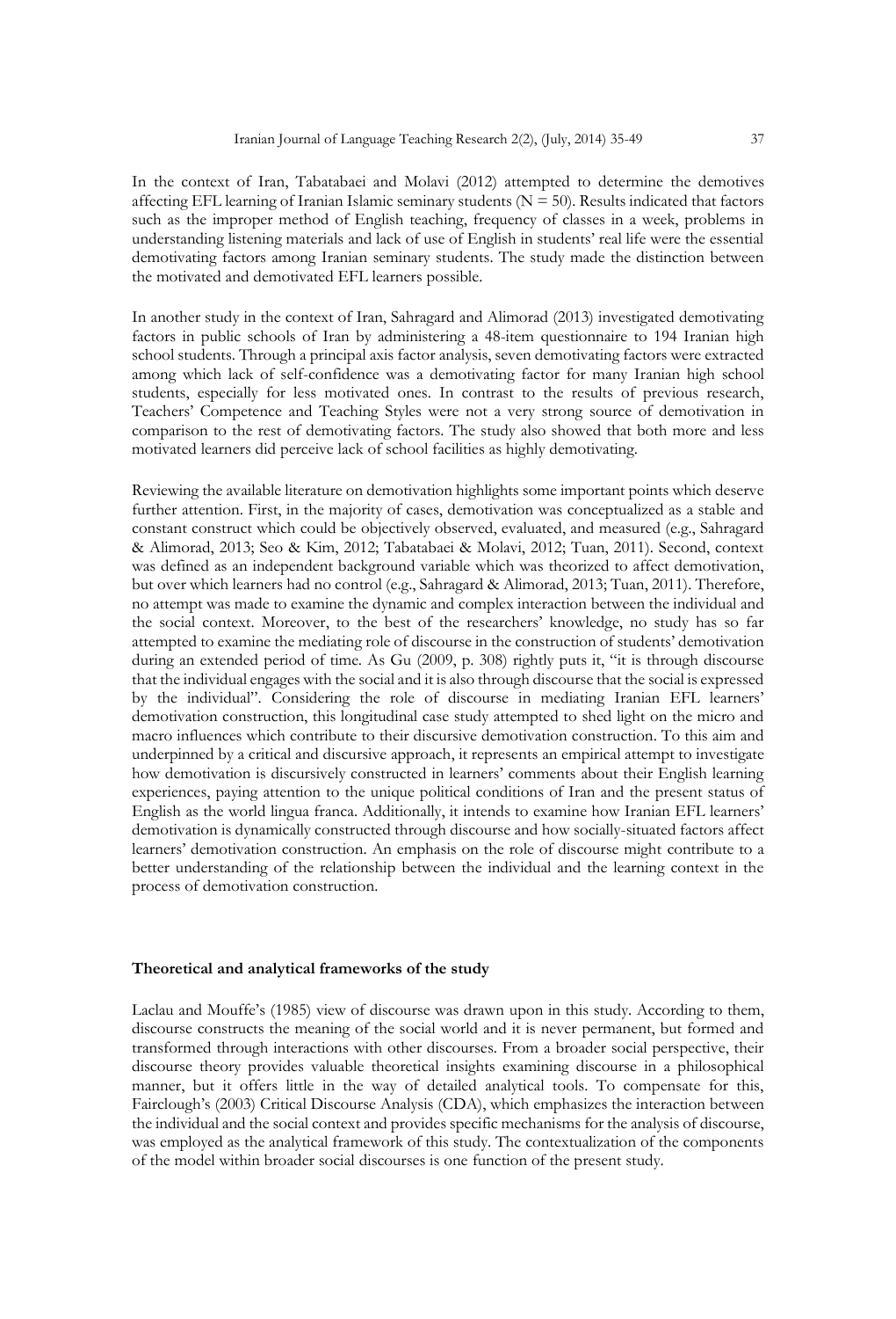In the context of Iran, Tabatabaei and Molavi (2012) attempted to determine the demotives affecting EFL learning of Iranian Islamic seminary students (N = 50). Results indicated that factors such as the improper method of English teaching, frequency of classes in a week, problems in understanding listening materials and lack of use of English in students' real life were the essential demotivating factors among Iranian seminary students. The study made the distinction between the motivated and demotivated EFL learners possible.

In another study in the context of Iran, Sahragard and Alimorad (2013) investigated demotivating factors in public schools of Iran by administering a 48-item questionnaire to 194 Iranian high school students. Through a principal axis factor analysis, seven demotivating factors were extracted among which lack of self-confidence was a demotivating factor for many Iranian high school students, especially for less motivated ones. In contrast to the results of previous research, Teachers' Competence and Teaching Styles were not a very strong source of demotivation in comparison to the rest of demotivating factors. The study also showed that both more and less motivated learners did perceive lack of school facilities as highly demotivating.

Reviewing the available literature on demotivation highlights some important points which deserve further attention. First, in the majority of cases, demotivation was conceptualized as a stable and constant construct which could be objectively observed, evaluated, and measured (e.g., Sahragard & Alimorad, 2013; Seo & Kim, 2012; Tabatabaei & Molavi, 2012; Tuan, 2011). Second, context was defined as an independent background variable which was theorized to affect demotivation, but over which learners had no control (e.g., Sahragard & Alimorad, 2013; Tuan, 2011). Therefore, no attempt was made to examine the dynamic and complex interaction between the individual and the social context. Moreover, to the best of the researchers' knowledge, no study has so far attempted to examine the mediating role of discourse in the construction of students' demotivation during an extended period of time. As Gu (2009, p. 308) rightly puts it, "it is through discourse that the individual engages with the social and it is also through discourse that the social is expressed by the individual". Considering the role of discourse in mediating Iranian EFL learners' demotivation construction, this longitudinal case study attempted to shed light on the micro and macro influences which contribute to their discursive demotivation construction. To this aim and underpinned by a critical and discursive approach, it represents an empirical attempt to investigate how demotivation is discursively constructed in learners' comments about their English learning experiences, paying attention to the unique political conditions of Iran and the present status of English as the world lingua franca. Additionally, it intends to examine how Iranian EFL learners' demotivation is dynamically constructed through discourse and how socially-situated factors affect learners' demotivation construction. An emphasis on the role of discourse might contribute to a better understanding of the relationship between the individual and the learning context in the process of demotivation construction.

**Theoretical and analytical frameworks of the study**

Laclau and Mouffe's (1985) view of discourse was drawn upon in this study. According to them, discourse constructs the meaning of the social world and it is never permanent, but formed and transformed through interactions with other discourses. From a broader social perspective, their discourse theory provides valuable theoretical insights examining discourse in a philosophical manner, but it offers little in the way of detailed analytical tools. To compensate for this, Fairclough's (2003) Critical Discourse Analysis (CDA), which emphasizes the interaction between the individual and the social context and provides specific mechanisms for the analysis of discourse, was employed as the analytical framework of this study. The contextualization of the components of the model within broader social discourses is one function of the present study.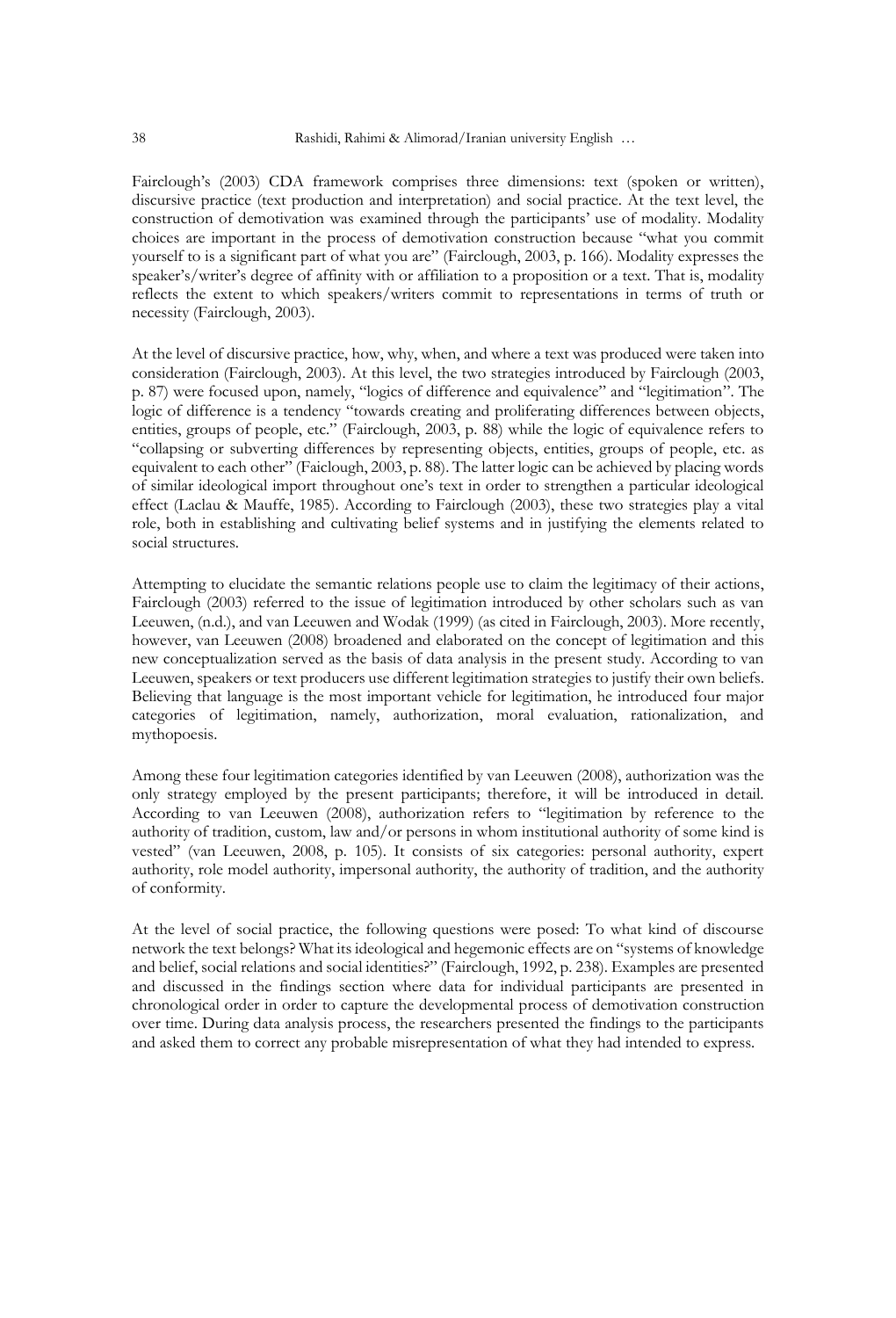Fairclough's (2003) CDA framework comprises three dimensions: text (spoken or written), discursive practice (text production and interpretation) and social practice. At the text level, the construction of demotivation was examined through the participants' use of modality. Modality choices are important in the process of demotivation construction because "what you commit yourself to is a significant part of what you are" (Fairclough, 2003, p. 166). Modality expresses the speaker's/writer's degree of affinity with or affiliation to a proposition or a text. That is, modality reflects the extent to which speakers/writers commit to representations in terms of truth or necessity (Fairclough, 2003).

At the level of discursive practice, how, why, when, and where a text was produced were taken into consideration (Fairclough, 2003). At this level, the two strategies introduced by Fairclough (2003, p. 87) were focused upon, namely, "logics of difference and equivalence" and "legitimation". The logic of difference is a tendency "towards creating and proliferating differences between objects, entities, groups of people, etc." (Fairclough, 2003, p. 88) while the logic of equivalence refers to "collapsing or subverting differences by representing objects, entities, groups of people, etc. as equivalent to each other" (Faiclough, 2003, p. 88). The latter logic can be achieved by placing words of similar ideological import throughout one's text in order to strengthen a particular ideological effect (Laclau & Mauffe, 1985). According to Fairclough (2003), these two strategies play a vital role, both in establishing and cultivating belief systems and in justifying the elements related to social structures.

Attempting to elucidate the semantic relations people use to claim the legitimacy of their actions, Fairclough (2003) referred to the issue of legitimation introduced by other scholars such as van Leeuwen, (n.d.), and van Leeuwen and Wodak (1999) (as cited in Fairclough, 2003). More recently, however, van Leeuwen (2008) broadened and elaborated on the concept of legitimation and this new conceptualization served as the basis of data analysis in the present study. According to van Leeuwen, speakers or text producers use different legitimation strategies to justify their own beliefs. Believing that language is the most important vehicle for legitimation, he introduced four major categories of legitimation, namely, authorization, moral evaluation, rationalization, and mythopoesis.

Among these four legitimation categories identified by van Leeuwen (2008), authorization was the only strategy employed by the present participants; therefore, it will be introduced in detail. According to van Leeuwen (2008), authorization refers to "legitimation by reference to the authority of tradition, custom, law and/or persons in whom institutional authority of some kind is vested" (van Leeuwen, 2008, p. 105). It consists of six categories: personal authority, expert authority, role model authority, impersonal authority, the authority of tradition, and the authority of conformity.

At the level of social practice, the following questions were posed: To what kind of discourse network the text belongs? What its ideological and hegemonic effects are on "systems of knowledge and belief, social relations and social identities?" (Fairclough, 1992, p. 238). Examples are presented and discussed in the findings section where data for individual participants are presented in chronological order in order to capture the developmental process of demotivation construction over time. During data analysis process, the researchers presented the findings to the participants and asked them to correct any probable misrepresentation of what they had intended to express.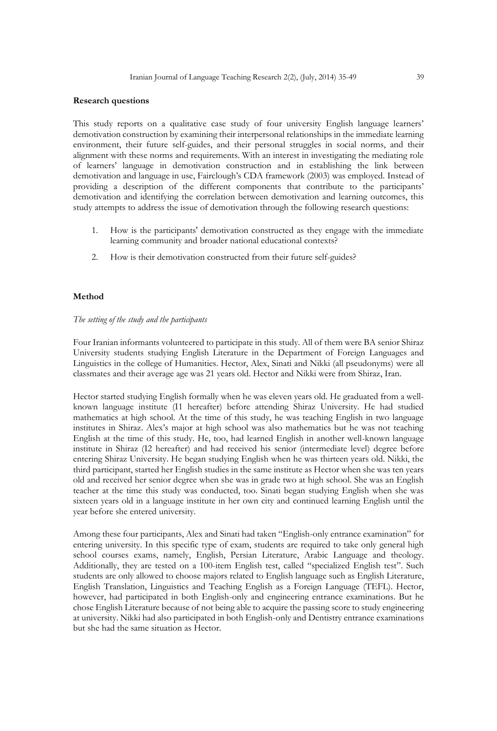**Research questions**

This study reports on a qualitative case study of four university English language learners' demotivation construction by examining their interpersonal relationships in the immediate learning environment, their future self-guides, and their personal struggles in social norms, and their alignment with these norms and requirements. With an interest in investigating the mediating role of learners' language in demotivation construction and in establishing the link between demotivation and language in use, Fairclough's CDA framework (2003) was employed. Instead of providing a description of the different components that contribute to the participants' demotivation and identifying the correlation between demotivation and learning outcomes, this study attempts to address the issue of demotivation through the following research questions:

1. How is the participants' demotivation constructed as they engage with the immediate learning community and broader national educational contexts?
2. How is their demotivation constructed from their future self-guides?

**Method**

*The setting of the study and the participants*

Four Iranian informants volunteered to participate in this study. All of them were BA senior Shiraz University students studying English Literature in the Department of Foreign Languages and Linguistics in the college of Humanities. Hector, Alex, Sinati and Nikki (all pseudonyms) were all classmates and their average age was 21 years old. Hector and Nikki were from Shiraz, Iran.

Hector started studying English formally when he was eleven years old. He graduated from a well-known language institute (I1 hereafter) before attending Shiraz University. He had studied mathematics at high school. At the time of this study, he was teaching English in two language institutes in Shiraz. Alex's major at high school was also mathematics but he was not teaching English at the time of this study. He, too, had learned English in another well-known language institute in Shiraz (I2 hereafter) and had received his senior (intermediate level) degree before entering Shiraz University. He began studying English when he was thirteen years old. Nikki, the third participant, started her English studies in the same institute as Hector when she was ten years old and received her senior degree when she was in grade two at high school. She was an English teacher at the time this study was conducted, too. Sinati began studying English when she was sixteen years old in a language institute in her own city and continued learning English until the year before she entered university.

Among these four participants, Alex and Sinati had taken "English-only entrance examination" for entering university. In this specific type of exam, students are required to take only general high school courses exams, namely, English, Persian Literature, Arabic Language and theology. Additionally, they are tested on a 100-item English test, called "specialized English test". Such students are only allowed to choose majors related to English language such as English Literature, English Translation, Linguistics and Teaching English as a Foreign Language (TEFL). Hector, however, had participated in both English-only and engineering entrance examinations. But he chose English Literature because of not being able to acquire the passing score to study engineering at university. Nikki had also participated in both English-only and Dentistry entrance examinations but she had the same situation as Hector.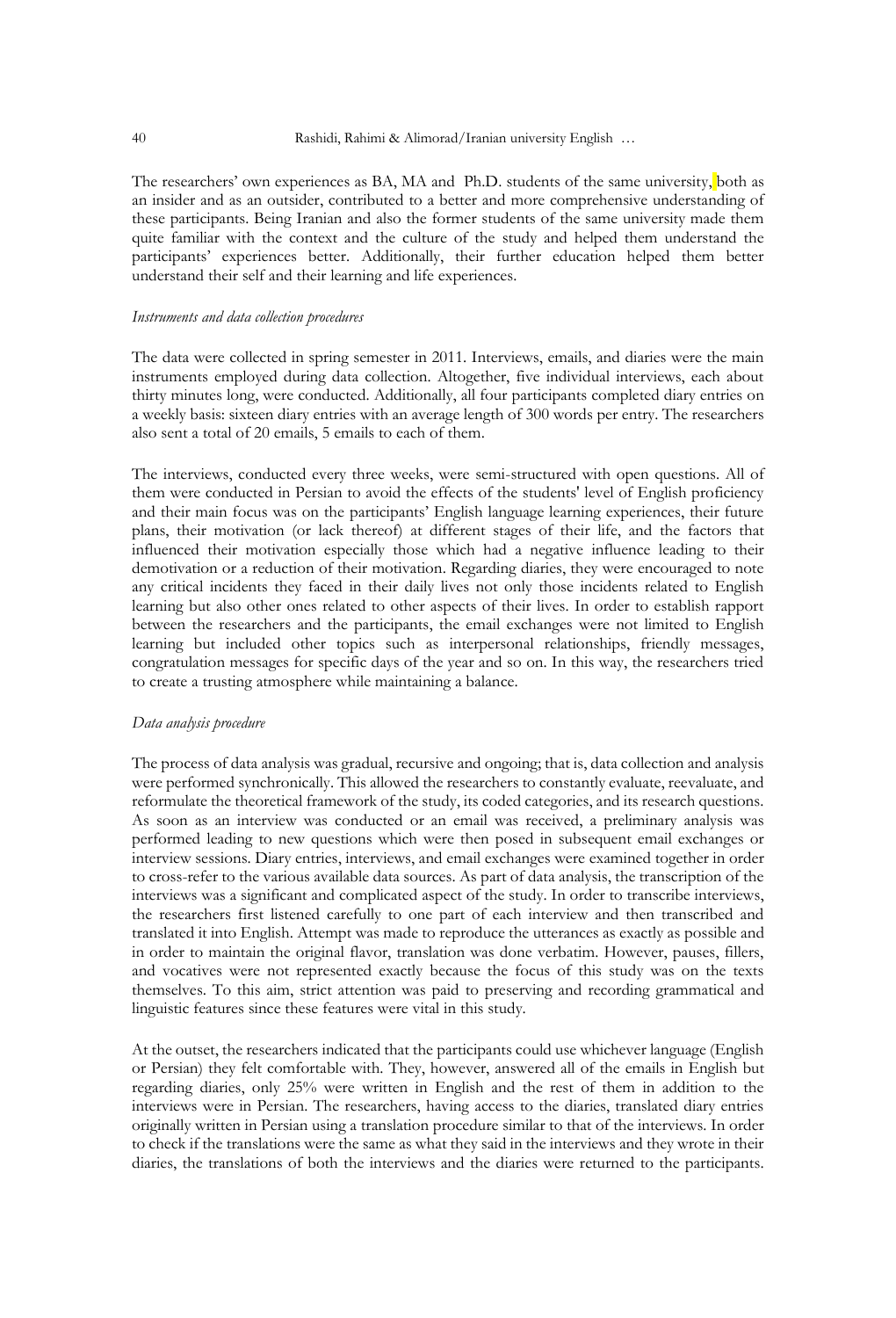The researchers' own experiences as BA, MA and Ph.D. students of the same university, both as an insider and as an outsider, contributed to a better and more comprehensive understanding of these participants. Being Iranian and also the former students of the same university made them quite familiar with the context and the culture of the study and helped them understand the participants' experiences better. Additionally, their further education helped them better understand their self and their learning and life experiences.

### *Instruments and data collection procedures*

The data were collected in spring semester in 2011. Interviews, emails, and diaries were the main instruments employed during data collection. Altogether, five individual interviews, each about thirty minutes long, were conducted. Additionally, all four participants completed diary entries on a weekly basis: sixteen diary entries with an average length of 300 words per entry. The researchers also sent a total of 20 emails, 5 emails to each of them.

The interviews, conducted every three weeks, were semi-structured with open questions. All of them were conducted in Persian to avoid the effects of the students' level of English proficiency and their main focus was on the participants' English language learning experiences, their future plans, their motivation (or lack thereof) at different stages of their life, and the factors that influenced their motivation especially those which had a negative influence leading to their demotivation or a reduction of their motivation. Regarding diaries, they were encouraged to note any critical incidents they faced in their daily lives not only those incidents related to English learning but also other ones related to other aspects of their lives. In order to establish rapport between the researchers and the participants, the email exchanges were not limited to English learning but included other topics such as interpersonal relationships, friendly messages, congratulation messages for specific days of the year and so on. In this way, the researchers tried to create a trusting atmosphere while maintaining a balance.

### *Data analysis procedure*

The process of data analysis was gradual, recursive and ongoing; that is, data collection and analysis were performed synchronically. This allowed the researchers to constantly evaluate, reevaluate, and reformulate the theoretical framework of the study, its coded categories, and its research questions. As soon as an interview was conducted or an email was received, a preliminary analysis was performed leading to new questions which were then posed in subsequent email exchanges or interview sessions. Diary entries, interviews, and email exchanges were examined together in order to cross-refer to the various available data sources. As part of data analysis, the transcription of the interviews was a significant and complicated aspect of the study. In order to transcribe interviews, the researchers first listened carefully to one part of each interview and then transcribed and translated it into English. Attempt was made to reproduce the utterances as exactly as possible and in order to maintain the original flavor, translation was done verbatim. However, pauses, fillers, and vocatives were not represented exactly because the focus of this study was on the texts themselves. To this aim, strict attention was paid to preserving and recording grammatical and linguistic features since these features were vital in this study.

At the outset, the researchers indicated that the participants could use whichever language (English or Persian) they felt comfortable with. They, however, answered all of the emails in English but regarding diaries, only 25% were written in English and the rest of them in addition to the interviews were in Persian. The researchers, having access to the diaries, translated diary entries originally written in Persian using a translation procedure similar to that of the interviews. In order to check if the translations were the same as what they said in the interviews and they wrote in their diaries, the translations of both the interviews and the diaries were returned to the participants.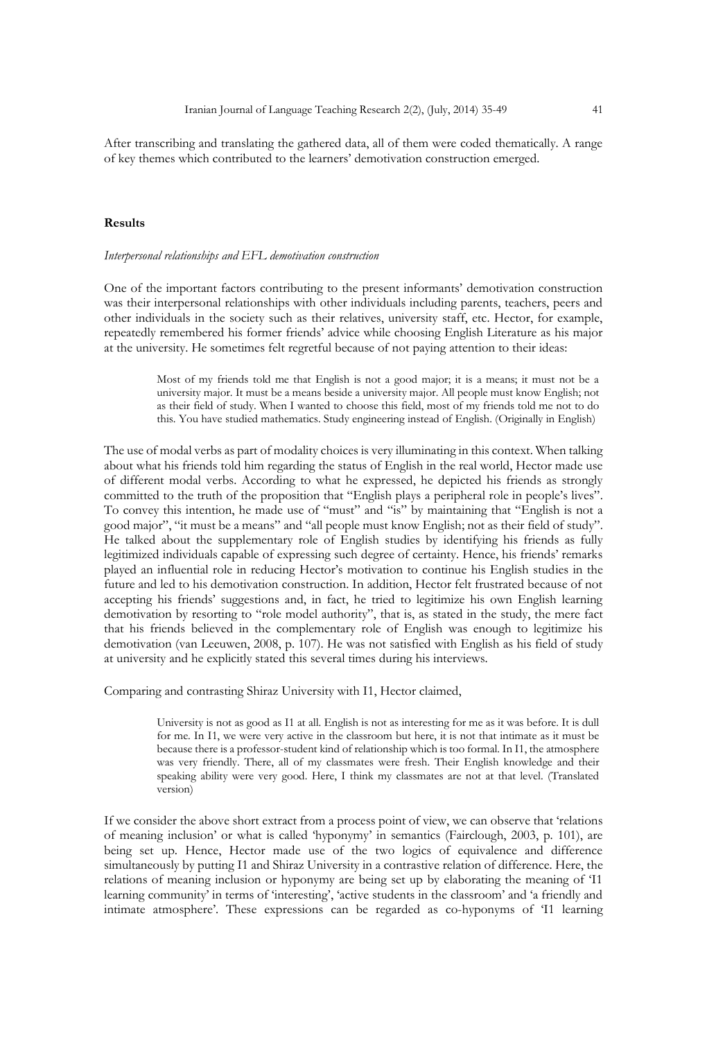After transcribing and translating the gathered data, all of them were coded thematically. A range of key themes which contributed to the learners' demotivation construction emerged.

## Results

### *Interpersonal relationships and EFL demotivation construction*

One of the important factors contributing to the present informants' demotivation construction was their interpersonal relationships with other individuals including parents, teachers, peers and other individuals in the society such as their relatives, university staff, etc. Hector, for example, repeatedly remembered his former friends' advice while choosing English Literature as his major at the university. He sometimes felt regretful because of not paying attention to their ideas:

> Most of my friends told me that English is not a good major; it is a means; it must not be a university major. It must be a means beside a university major. All people must know English; not as their field of study. When I wanted to choose this field, most of my friends told me not to do this. You have studied mathematics. Study engineering instead of English. (Originally in English)

The use of modal verbs as part of modality choices is very illuminating in this context. When talking about what his friends told him regarding the status of English in the real world, Hector made use of different modal verbs. According to what he expressed, he depicted his friends as strongly committed to the truth of the proposition that "English plays a peripheral role in people's lives". To convey this intention, he made use of "must" and "is" by maintaining that "English is not a good major", "it must be a means" and "all people must know English; not as their field of study". He talked about the supplementary role of English studies by identifying his friends as fully legitimized individuals capable of expressing such degree of certainty. Hence, his friends' remarks played an influential role in reducing Hector's motivation to continue his English studies in the future and led to his demotivation construction. In addition, Hector felt frustrated because of not accepting his friends' suggestions and, in fact, he tried to legitimize his own English learning demotivation by resorting to "role model authority", that is, as stated in the study, the mere fact that his friends believed in the complementary role of English was enough to legitimize his demotivation (van Leeuwen, 2008, p. 107). He was not satisfied with English as his field of study at university and he explicitly stated this several times during his interviews.

Comparing and contrasting Shiraz University with I1, Hector claimed,

> University is not as good as I1 at all. English is not as interesting for me as it was before. It is dull for me. In I1, we were very active in the classroom but here, it is not that intimate as it must be because there is a professor-student kind of relationship which is too formal. In I1, the atmosphere was very friendly. There, all of my classmates were fresh. Their English knowledge and their speaking ability were very good. Here, I think my classmates are not at that level. (Translated version)

If we consider the above short extract from a process point of view, we can observe that 'relations of meaning inclusion' or what is called 'hyponymy' in semantics (Fairclough, 2003, p. 101), are being set up. Hence, Hector made use of the two logics of equivalence and difference simultaneously by putting I1 and Shiraz University in a contrastive relation of difference. Here, the relations of meaning inclusion or hyponymy are being set up by elaborating the meaning of 'I1 learning community' in terms of 'interesting', 'active students in the classroom' and 'a friendly and intimate atmosphere'. These expressions can be regarded as co-hyponyms of 'I1 learning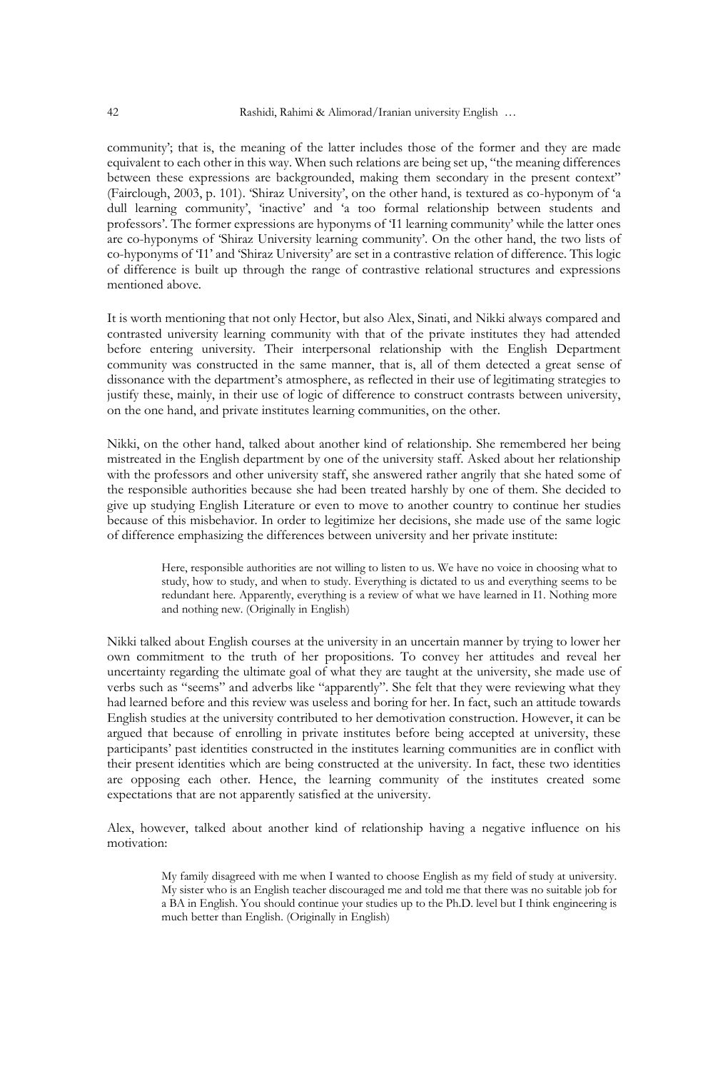community'; that is, the meaning of the latter includes those of the former and they are made equivalent to each other in this way. When such relations are being set up, "the meaning differences between these expressions are backgrounded, making them secondary in the present context" (Fairclough, 2003, p. 101). 'Shiraz University', on the other hand, is textured as co-hyponym of 'a dull learning community', 'inactive' and 'a too formal relationship between students and professors'. The former expressions are hyponyms of 'I1 learning community' while the latter ones are co-hyponyms of 'Shiraz University learning community'. On the other hand, the two lists of co-hyponyms of 'I1' and 'Shiraz University' are set in a contrastive relation of difference. This logic of difference is built up through the range of contrastive relational structures and expressions mentioned above.

It is worth mentioning that not only Hector, but also Alex, Sinati, and Nikki always compared and contrasted university learning community with that of the private institutes they had attended before entering university. Their interpersonal relationship with the English Department community was constructed in the same manner, that is, all of them detected a great sense of dissonance with the department's atmosphere, as reflected in their use of legitimating strategies to justify these, mainly, in their use of logic of difference to construct contrasts between university, on the one hand, and private institutes learning communities, on the other.

Nikki, on the other hand, talked about another kind of relationship. She remembered her being mistreated in the English department by one of the university staff. Asked about her relationship with the professors and other university staff, she answered rather angrily that she hated some of the responsible authorities because she had been treated harshly by one of them. She decided to give up studying English Literature or even to move to another country to continue her studies because of this misbehavior. In order to legitimize her decisions, she made use of the same logic of difference emphasizing the differences between university and her private institute:

> Here, responsible authorities are not willing to listen to us. We have no voice in choosing what to study, how to study, and when to study. Everything is dictated to us and everything seems to be redundant here. Apparently, everything is a review of what we have learned in I1. Nothing more and nothing new. (Originally in English)

Nikki talked about English courses at the university in an uncertain manner by trying to lower her own commitment to the truth of her propositions. To convey her attitudes and reveal her uncertainty regarding the ultimate goal of what they are taught at the university, she made use of verbs such as "seems" and adverbs like "apparently". She felt that they were reviewing what they had learned before and this review was useless and boring for her. In fact, such an attitude towards English studies at the university contributed to her demotivation construction. However, it can be argued that because of enrolling in private institutes before being accepted at university, these participants' past identities constructed in the institutes learning communities are in conflict with their present identities which are being constructed at the university. In fact, these two identities are opposing each other. Hence, the learning community of the institutes created some expectations that are not apparently satisfied at the university.

Alex, however, talked about another kind of relationship having a negative influence on his motivation:

> My family disagreed with me when I wanted to choose English as my field of study at university. My sister who is an English teacher discouraged me and told me that there was no suitable job for a BA in English. You should continue your studies up to the Ph.D. level but I think engineering is much better than English. (Originally in English)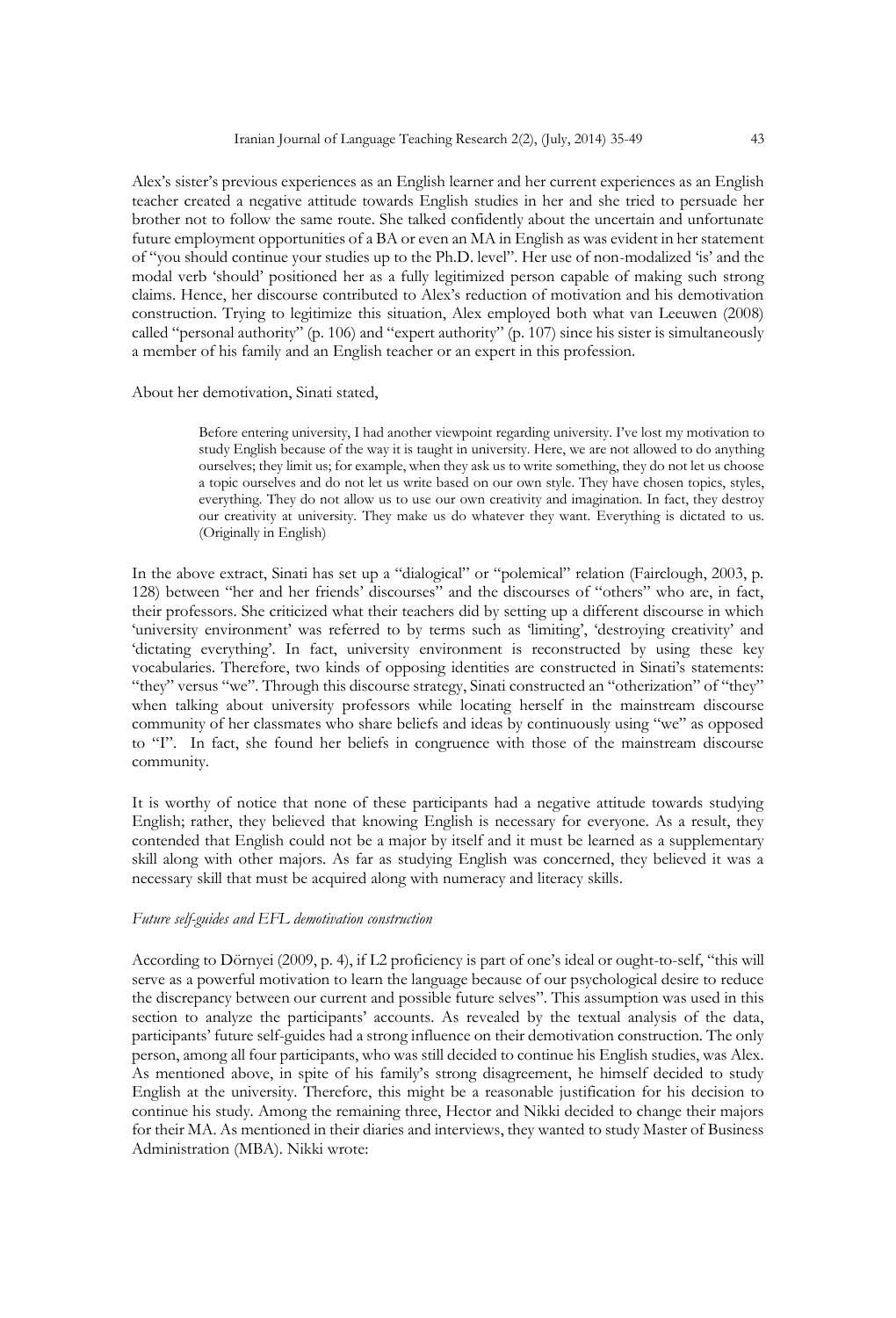Alex's sister's previous experiences as an English learner and her current experiences as an English teacher created a negative attitude towards English studies in her and she tried to persuade her brother not to follow the same route. She talked confidently about the uncertain and unfortunate future employment opportunities of a BA or even an MA in English as was evident in her statement of "you should continue your studies up to the Ph.D. level". Her use of non-modalized 'is' and the modal verb 'should' positioned her as a fully legitimized person capable of making such strong claims. Hence, her discourse contributed to Alex's reduction of motivation and his demotivation construction. Trying to legitimize this situation, Alex employed both what van Leeuwen (2008) called "personal authority" (p. 106) and "expert authority" (p. 107) since his sister is simultaneously a member of his family and an English teacher or an expert in this profession.

About her demotivation, Sinati stated,

> Before entering university, I had another viewpoint regarding university. I've lost my motivation to study English because of the way it is taught in university. Here, we are not allowed to do anything ourselves; they limit us; for example, when they ask us to write something, they do not let us choose a topic ourselves and do not let us write based on our own style. They have chosen topics, styles, everything. They do not allow us to use our own creativity and imagination. In fact, they destroy our creativity at university. They make us do whatever they want. Everything is dictated to us. (Originally in English)

In the above extract, Sinati has set up a "dialogical" or "polemical" relation (Fairclough, 2003, p. 128) between "her and her friends' discourses" and the discourses of "others" who are, in fact, their professors. She criticized what their teachers did by setting up a different discourse in which 'university environment' was referred to by terms such as 'limiting', 'destroying creativity' and 'dictating everything'. In fact, university environment is reconstructed by using these key vocabularies. Therefore, two kinds of opposing identities are constructed in Sinati's statements: "they" versus "we". Through this discourse strategy, Sinati constructed an "otherization" of "they" when talking about university professors while locating herself in the mainstream discourse community of her classmates who share beliefs and ideas by continuously using "we" as opposed to "I". In fact, she found her beliefs in congruence with those of the mainstream discourse community.

It is worthy of notice that none of these participants had a negative attitude towards studying English; rather, they believed that knowing English is necessary for everyone. As a result, they contended that English could not be a major by itself and it must be learned as a supplementary skill along with other majors. As far as studying English was concerned, they believed it was a necessary skill that must be acquired along with numeracy and literacy skills.

*Future self-guides and EFL demotivation construction*

According to Dörnyei (2009, p. 4), if L2 proficiency is part of one's ideal or ought-to-self, "this will serve as a powerful motivation to learn the language because of our psychological desire to reduce the discrepancy between our current and possible future selves". This assumption was used in this section to analyze the participants' accounts. As revealed by the textual analysis of the data, participants' future self-guides had a strong influence on their demotivation construction. The only person, among all four participants, who was still decided to continue his English studies, was Alex. As mentioned above, in spite of his family's strong disagreement, he himself decided to study English at the university. Therefore, this might be a reasonable justification for his decision to continue his study. Among the remaining three, Hector and Nikki decided to change their majors for their MA. As mentioned in their diaries and interviews, they wanted to study Master of Business Administration (MBA). Nikki wrote: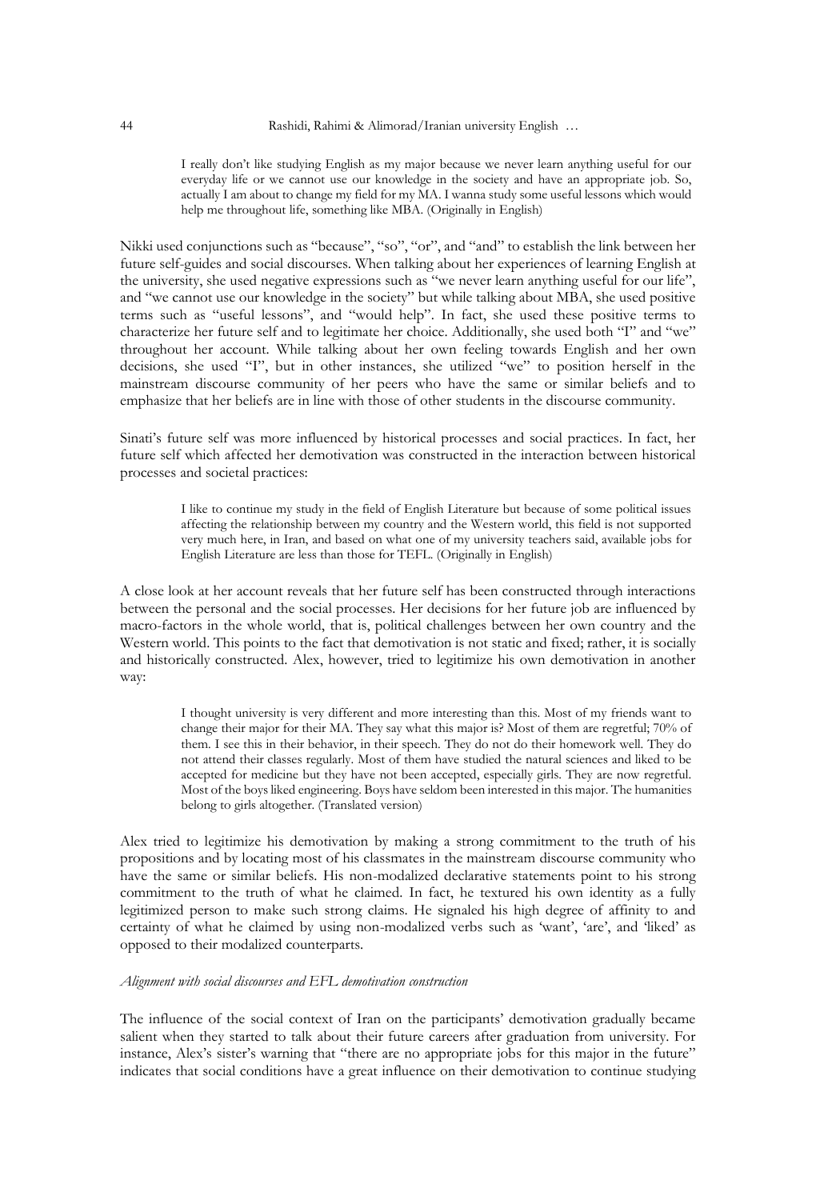> I really don't like studying English as my major because we never learn anything useful for our everyday life or we cannot use our knowledge in the society and have an appropriate job. So, actually I am about to change my field for my MA. I wanna study some useful lessons which would help me throughout life, something like MBA. (Originally in English)

Nikki used conjunctions such as "because", "so", "or", and "and" to establish the link between her future self-guides and social discourses. When talking about her experiences of learning English at the university, she used negative expressions such as "we never learn anything useful for our life", and "we cannot use our knowledge in the society" but while talking about MBA, she used positive terms such as "useful lessons", and "would help". In fact, she used these positive terms to characterize her future self and to legitimate her choice. Additionally, she used both "I" and "we" throughout her account. While talking about her own feeling towards English and her own decisions, she used "I", but in other instances, she utilized "we" to position herself in the mainstream discourse community of her peers who have the same or similar beliefs and to emphasize that her beliefs are in line with those of other students in the discourse community.

Sinati's future self was more influenced by historical processes and social practices. In fact, her future self which affected her demotivation was constructed in the interaction between historical processes and societal practices:

> I like to continue my study in the field of English Literature but because of some political issues affecting the relationship between my country and the Western world, this field is not supported very much here, in Iran, and based on what one of my university teachers said, available jobs for English Literature are less than those for TEFL. (Originally in English)

A close look at her account reveals that her future self has been constructed through interactions between the personal and the social processes. Her decisions for her future job are influenced by macro-factors in the whole world, that is, political challenges between her own country and the Western world. This points to the fact that demotivation is not static and fixed; rather, it is socially and historically constructed. Alex, however, tried to legitimize his own demotivation in another way:

> I thought university is very different and more interesting than this. Most of my friends want to change their major for their MA. They say what this major is? Most of them are regretful; 70% of them. I see this in their behavior, in their speech. They do not do their homework well. They do not attend their classes regularly. Most of them have studied the natural sciences and liked to be accepted for medicine but they have not been accepted, especially girls. They are now regretful. Most of the boys liked engineering. Boys have seldom been interested in this major. The humanities belong to girls altogether. (Translated version)

Alex tried to legitimize his demotivation by making a strong commitment to the truth of his propositions and by locating most of his classmates in the mainstream discourse community who have the same or similar beliefs. His non-modalized declarative statements point to his strong commitment to the truth of what he claimed. In fact, he textured his own identity as a fully legitimized person to make such strong claims. He signaled his high degree of affinity to and certainty of what he claimed by using non-modalized verbs such as 'want', 'are', and 'liked' as opposed to their modalized counterparts.

*Alignment with social discourses and EFL demotivation construction*

The influence of the social context of Iran on the participants' demotivation gradually became salient when they started to talk about their future careers after graduation from university. For instance, Alex's sister's warning that "there are no appropriate jobs for this major in the future" indicates that social conditions have a great influence on their demotivation to continue studying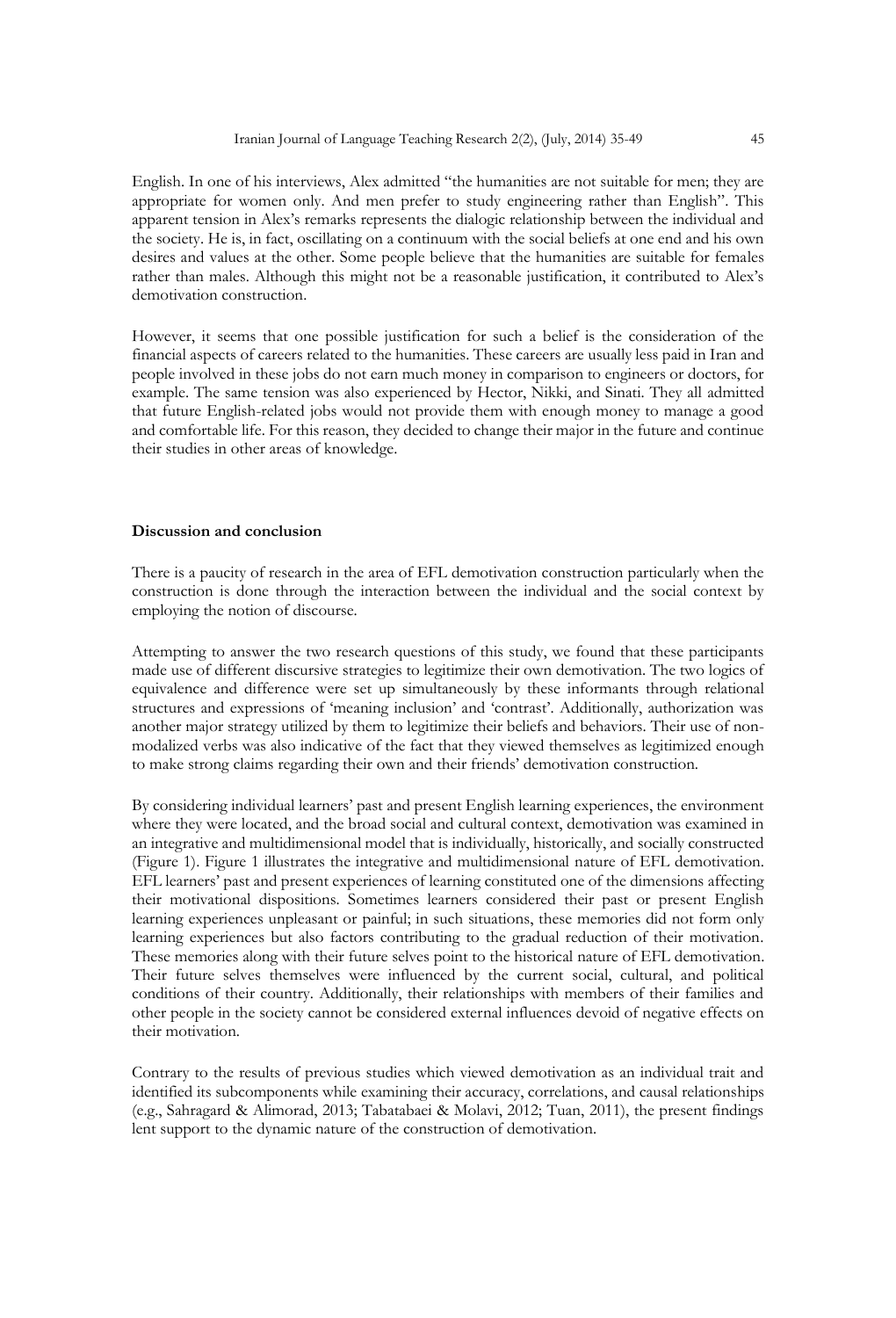English. In one of his interviews, Alex admitted "the humanities are not suitable for men; they are appropriate for women only. And men prefer to study engineering rather than English". This apparent tension in Alex's remarks represents the dialogic relationship between the individual and the society. He is, in fact, oscillating on a continuum with the social beliefs at one end and his own desires and values at the other. Some people believe that the humanities are suitable for females rather than males. Although this might not be a reasonable justification, it contributed to Alex's demotivation construction.

However, it seems that one possible justification for such a belief is the consideration of the financial aspects of careers related to the humanities. These careers are usually less paid in Iran and people involved in these jobs do not earn much money in comparison to engineers or doctors, for example. The same tension was also experienced by Hector, Nikki, and Sinati. They all admitted that future English-related jobs would not provide them with enough money to manage a good and comfortable life. For this reason, they decided to change their major in the future and continue their studies in other areas of knowledge.

**Discussion and conclusion**

There is a paucity of research in the area of EFL demotivation construction particularly when the construction is done through the interaction between the individual and the social context by employing the notion of discourse.

Attempting to answer the two research questions of this study, we found that these participants made use of different discursive strategies to legitimize their own demotivation. The two logics of equivalence and difference were set up simultaneously by these informants through relational structures and expressions of 'meaning inclusion' and 'contrast'. Additionally, authorization was another major strategy utilized by them to legitimize their beliefs and behaviors. Their use of non-modalized verbs was also indicative of the fact that they viewed themselves as legitimized enough to make strong claims regarding their own and their friends' demotivation construction.

By considering individual learners' past and present English learning experiences, the environment where they were located, and the broad social and cultural context, demotivation was examined in an integrative and multidimensional model that is individually, historically, and socially constructed (Figure 1). Figure 1 illustrates the integrative and multidimensional nature of EFL demotivation. EFL learners' past and present experiences of learning constituted one of the dimensions affecting their motivational dispositions. Sometimes learners considered their past or present English learning experiences unpleasant or painful; in such situations, these memories did not form only learning experiences but also factors contributing to the gradual reduction of their motivation. These memories along with their future selves point to the historical nature of EFL demotivation. Their future selves themselves were influenced by the current social, cultural, and political conditions of their country. Additionally, their relationships with members of their families and other people in the society cannot be considered external influences devoid of negative effects on their motivation.

Contrary to the results of previous studies which viewed demotivation as an individual trait and identified its subcomponents while examining their accuracy, correlations, and causal relationships (e.g., Sahragard & Alimorad, 2013; Tabatabaei & Molavi, 2012; Tuan, 2011), the present findings lent support to the dynamic nature of the construction of demotivation.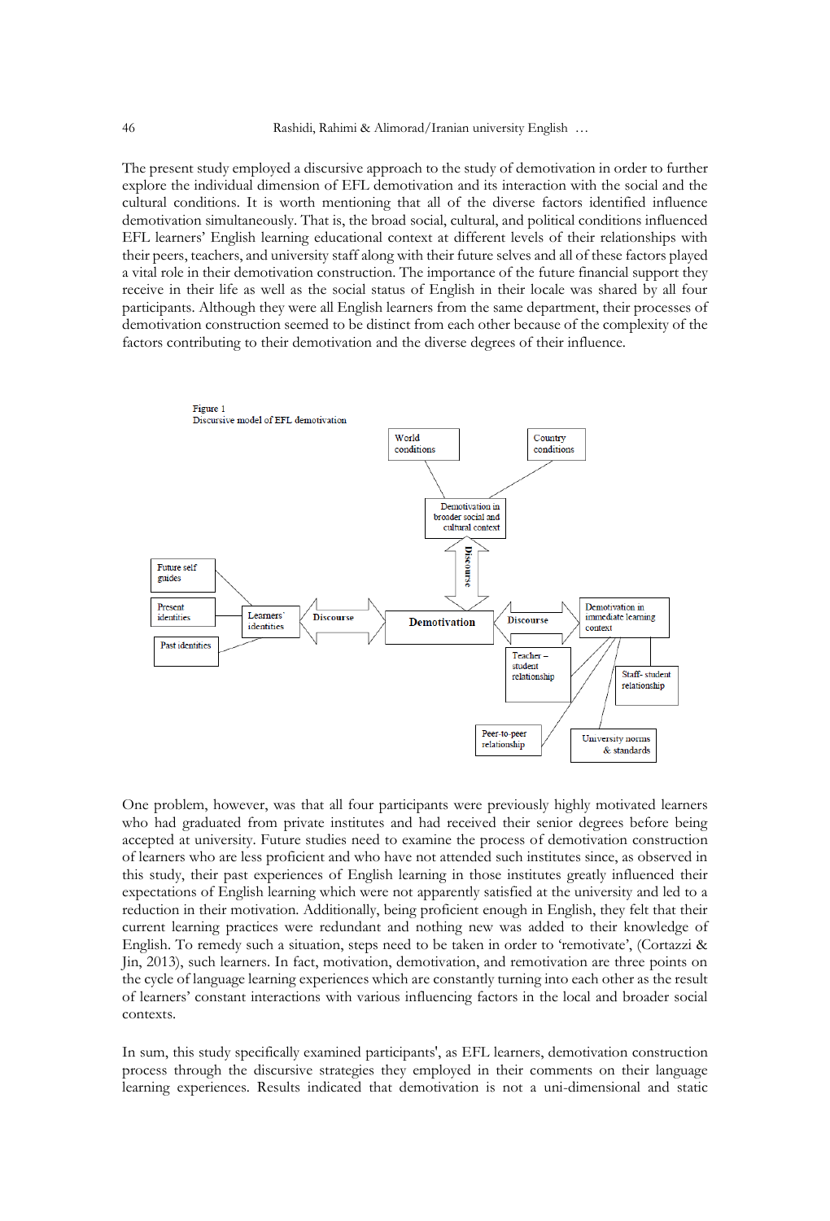The present study employed a discursive approach to the study of demotivation in order to further explore the individual dimension of EFL demotivation and its interaction with the social and the cultural conditions. It is worth mentioning that all of the diverse factors identified influence demotivation simultaneously. That is, the broad social, cultural, and political conditions influenced EFL learners' English learning educational context at different levels of their relationships with their peers, teachers, and university staff along with their future selves and all of these factors played a vital role in their demotivation construction. The importance of the future financial support they receive in their life as well as the social status of English in their locale was shared by all four participants. Although they were all English learners from the same department, their processes of demotivation construction seemed to be distinct from each other because of the complexity of the factors contributing to their demotivation and the diverse degrees of their influence.

Figure 1
Discursive model of EFL demotivation

World conditions | Country conditions | Demotivation in broader social and cultural context | Discourse | Future self guides | Present identities | Past identities | Learners' identities | Discourse | Demotivation | Discourse | Demotivation in immediate learning context | Teacher – student relationship | Staff- student relationship | Peer-to-peer relationship | University norms & standards

One problem, however, was that all four participants were previously highly motivated learners who had graduated from private institutes and had received their senior degrees before being accepted at university. Future studies need to examine the process of demotivation construction of learners who are less proficient and who have not attended such institutes since, as observed in this study, their past experiences of English learning in those institutes greatly influenced their expectations of English learning which were not apparently satisfied at the university and led to a reduction in their motivation. Additionally, being proficient enough in English, they felt that their current learning practices were redundant and nothing new was added to their knowledge of English. To remedy such a situation, steps need to be taken in order to 'remotivate', (Cortazzi & Jin, 2013), such learners. In fact, motivation, demotivation, and remotivation are three points on the cycle of language learning experiences which are constantly turning into each other as the result of learners' constant interactions with various influencing factors in the local and broader social contexts.

In sum, this study specifically examined participants', as EFL learners, demotivation construction process through the discursive strategies they employed in their comments on their language learning experiences. Results indicated that demotivation is not a uni-dimensional and static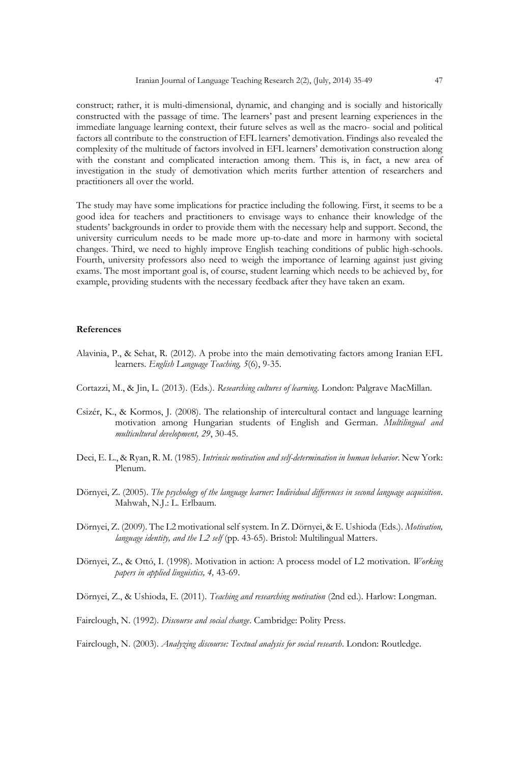construct; rather, it is multi-dimensional, dynamic, and changing and is socially and historically constructed with the passage of time. The learners' past and present learning experiences in the immediate language learning context, their future selves as well as the macro- social and political factors all contribute to the construction of EFL learners' demotivation. Findings also revealed the complexity of the multitude of factors involved in EFL learners' demotivation construction along with the constant and complicated interaction among them. This is, in fact, a new area of investigation in the study of demotivation which merits further attention of researchers and practitioners all over the world.

The study may have some implications for practice including the following. First, it seems to be a good idea for teachers and practitioners to envisage ways to enhance their knowledge of the students' backgrounds in order to provide them with the necessary help and support. Second, the university curriculum needs to be made more up-to-date and more in harmony with societal changes. Third, we need to highly improve English teaching conditions of public high-schools. Fourth, university professors also need to weigh the importance of learning against just giving exams. The most important goal is, of course, student learning which needs to be achieved by, for example, providing students with the necessary feedback after they have taken an exam.

**References**

Alavinia, P., & Sehat, R. (2012). A probe into the main demotivating factors among Iranian EFL learners. *English Language Teaching, 5*(6), 9-35.

Cortazzi, M., & Jin, L. (2013). (Eds.). *Researching cultures of learning*. London: Palgrave MacMillan.

Csizér, K., & Kormos, J. (2008). The relationship of intercultural contact and language learning motivation among Hungarian students of English and German. *Multilingual and multicultural development, 29*, 30-45.

Deci, E. L., & Ryan, R. M. (1985). *Intrinsic motivation and self-determination in human behavior*. New York: Plenum.

Dörnyei, Z. (2005). *The psychology of the language learner: Individual differences in second language acquisition*. Mahwah, N.J.: L. Erlbaum.

Dörnyei, Z. (2009). The L2 motivational self system. In Z. Dörnyei, & E. Ushioda (Eds.). *Motivation, language identity, and the L2 self* (pp. 43-65). Bristol: Multilingual Matters.

Dörnyei, Z., & Ottó, I. (1998). Motivation in action: A process model of L2 motivation. *Working papers in applied linguistics, 4,* 43-69.

Dörnyei, Z., & Ushioda, E. (2011). *Teaching and researching motivation* (2nd ed.). Harlow: Longman.

Fairclough, N. (1992). *Discourse and social change*. Cambridge: Polity Press.

Fairclough, N. (2003). *Analyzing discourse: Textual analysis for social research*. London: Routledge.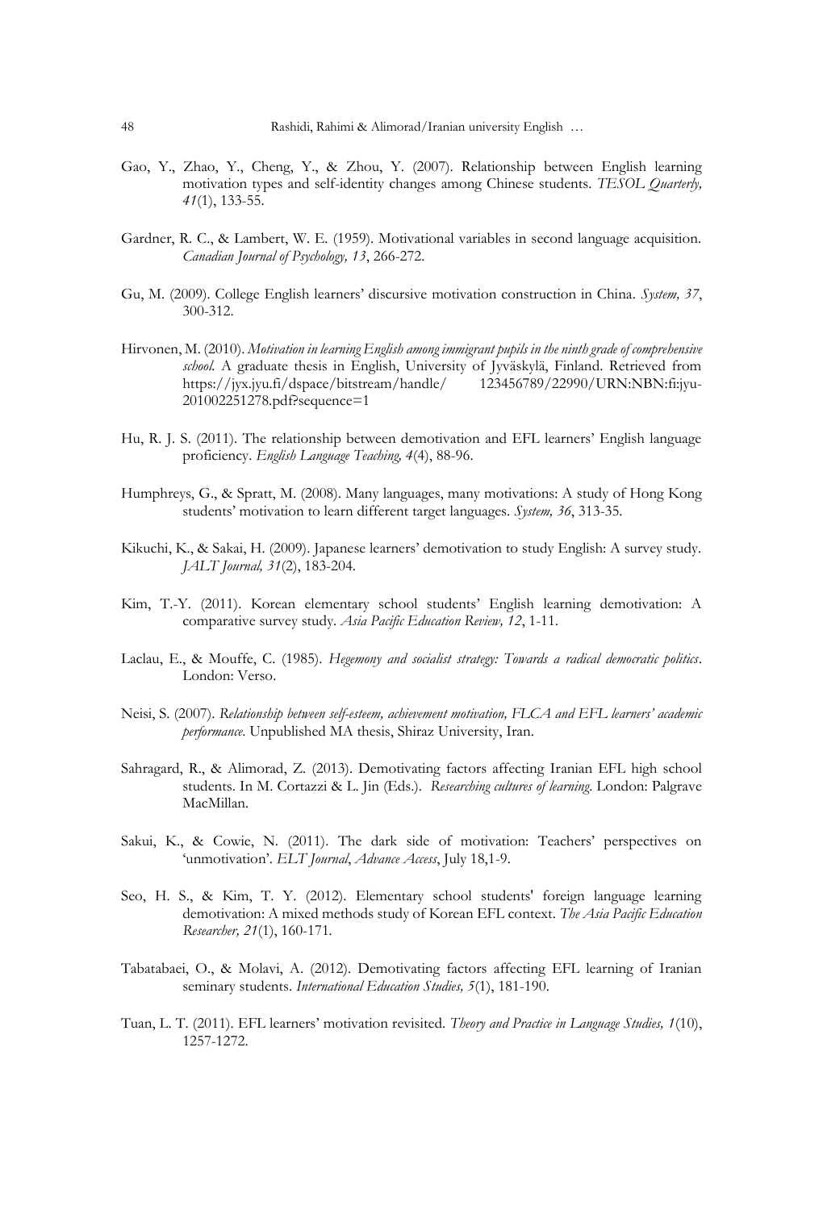Gao, Y., Zhao, Y., Cheng, Y., & Zhou, Y. (2007). Relationship between English learning motivation types and self-identity changes among Chinese students. *TESOL Quarterly, 41*(1), 133-55.

Gardner, R. C., & Lambert, W. E. (1959). Motivational variables in second language acquisition. *Canadian Journal of Psychology, 13*, 266-272.

Gu, M. (2009). College English learners' discursive motivation construction in China. *System, 37*, 300-312.

Hirvonen, M. (2010). *Motivation in learning English among immigrant pupils in the ninth grade of comprehensive school.* A graduate thesis in English, University of Jyväskylä, Finland. Retrieved from https://jyx.jyu.fi/dspace/bitstream/handle/ 123456789/22990/URN:NBN:fi:jyu-201002251278.pdf?sequence=1

Hu, R. J. S. (2011). The relationship between demotivation and EFL learners' English language proficiency. *English Language Teaching, 4*(4), 88-96.

Humphreys, G., & Spratt, M. (2008). Many languages, many motivations: A study of Hong Kong students' motivation to learn different target languages. *System, 36*, 313-35.

Kikuchi, K., & Sakai, H. (2009). Japanese learners' demotivation to study English: A survey study. *JALT Journal, 31*(2), 183-204.

Kim, T.-Y. (2011). Korean elementary school students' English learning demotivation: A comparative survey study. *Asia Pacific Education Review, 12*, 1-11.

Laclau, E., & Mouffe, C. (1985). *Hegemony and socialist strategy: Towards a radical democratic politics*. London: Verso.

Neisi, S. (2007). *Relationship between self-esteem, achievement motivation, FLCA and EFL learners' academic performance*. Unpublished MA thesis, Shiraz University, Iran.

Sahragard, R., & Alimorad, Z. (2013). Demotivating factors affecting Iranian EFL high school students. In M. Cortazzi & L. Jin (Eds.). *Researching cultures of learning*. London: Palgrave MacMillan.

Sakui, K., & Cowie, N. (2011). The dark side of motivation: Teachers' perspectives on 'unmotivation'. *ELT Journal*, *Advance Access*, July 18,1-9.

Seo, H. S., & Kim, T. Y. (2012). Elementary school students' foreign language learning demotivation: A mixed methods study of Korean EFL context. *The Asia Pacific Education Researcher, 21*(1), 160-171.

Tabatabaei, O., & Molavi, A. (2012). Demotivating factors affecting EFL learning of Iranian seminary students. *International Education Studies, 5*(1), 181-190.

Tuan, L. T. (2011). EFL learners' motivation revisited. *Theory and Practice in Language Studies, 1*(10), 1257-1272.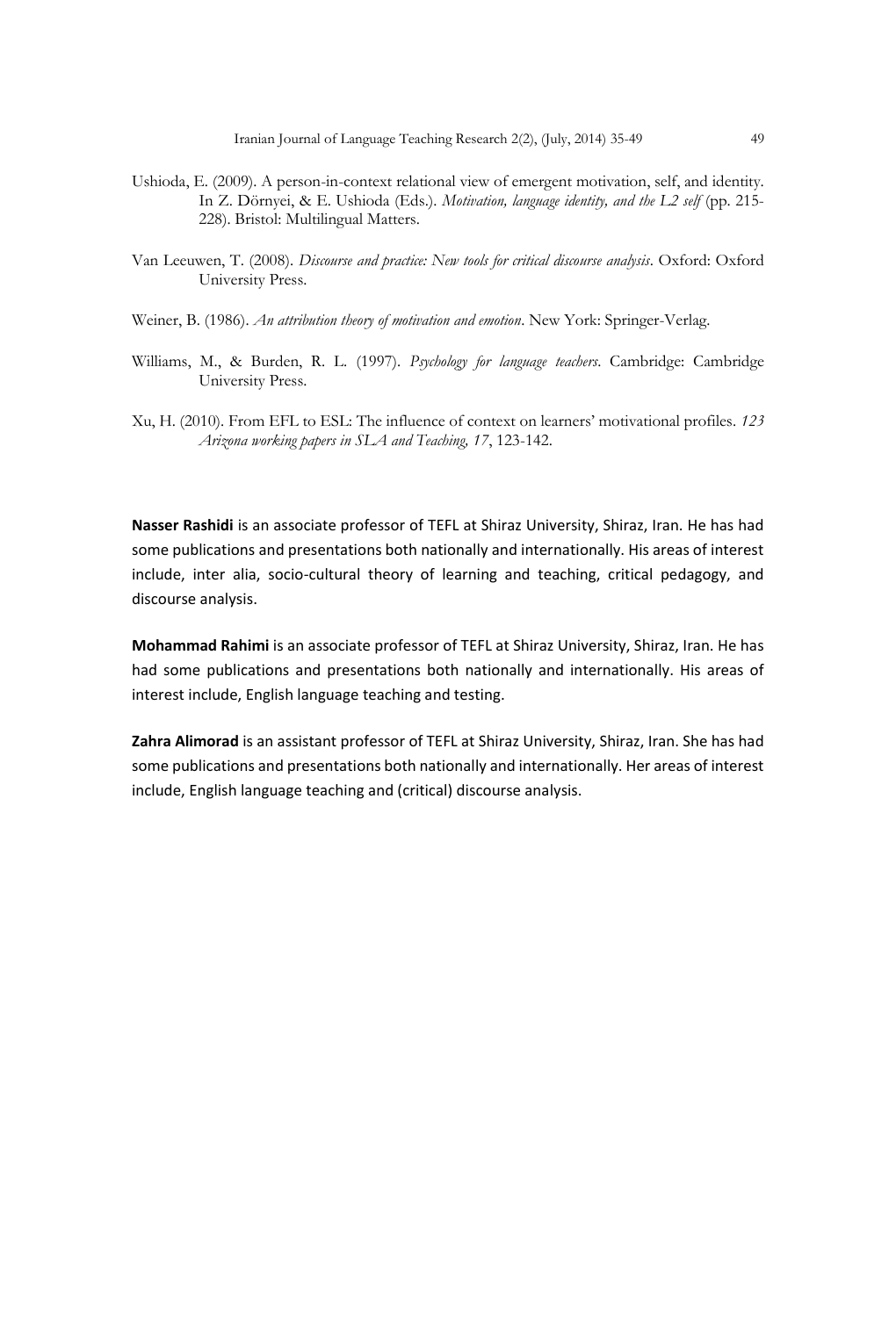Ushioda, E. (2009). A person-in-context relational view of emergent motivation, self, and identity. In Z. Dörnyei, & E. Ushioda (Eds.). *Motivation, language identity, and the L2 self* (pp. 215-228). Bristol: Multilingual Matters.

Van Leeuwen, T. (2008). *Discourse and practice: New tools for critical discourse analysis*. Oxford: Oxford University Press.

Weiner, B. (1986). *An attribution theory of motivation and emotion*. New York: Springer-Verlag.

Williams, M., & Burden, R. L. (1997). *Psychology for language teachers*. Cambridge: Cambridge University Press.

Xu, H. (2010). From EFL to ESL: The influence of context on learners' motivational profiles. *123 Arizona working papers in SLA and Teaching, 17*, 123-142.

**Nasser Rashidi** is an associate professor of TEFL at Shiraz University, Shiraz, Iran. He has had some publications and presentations both nationally and internationally. His areas of interest include, inter alia, socio-cultural theory of learning and teaching, critical pedagogy, and discourse analysis.

**Mohammad Rahimi** is an associate professor of TEFL at Shiraz University, Shiraz, Iran. He has had some publications and presentations both nationally and internationally. His areas of interest include, English language teaching and testing.

**Zahra Alimorad** is an assistant professor of TEFL at Shiraz University, Shiraz, Iran. She has had some publications and presentations both nationally and internationally. Her areas of interest include, English language teaching and (critical) discourse analysis.